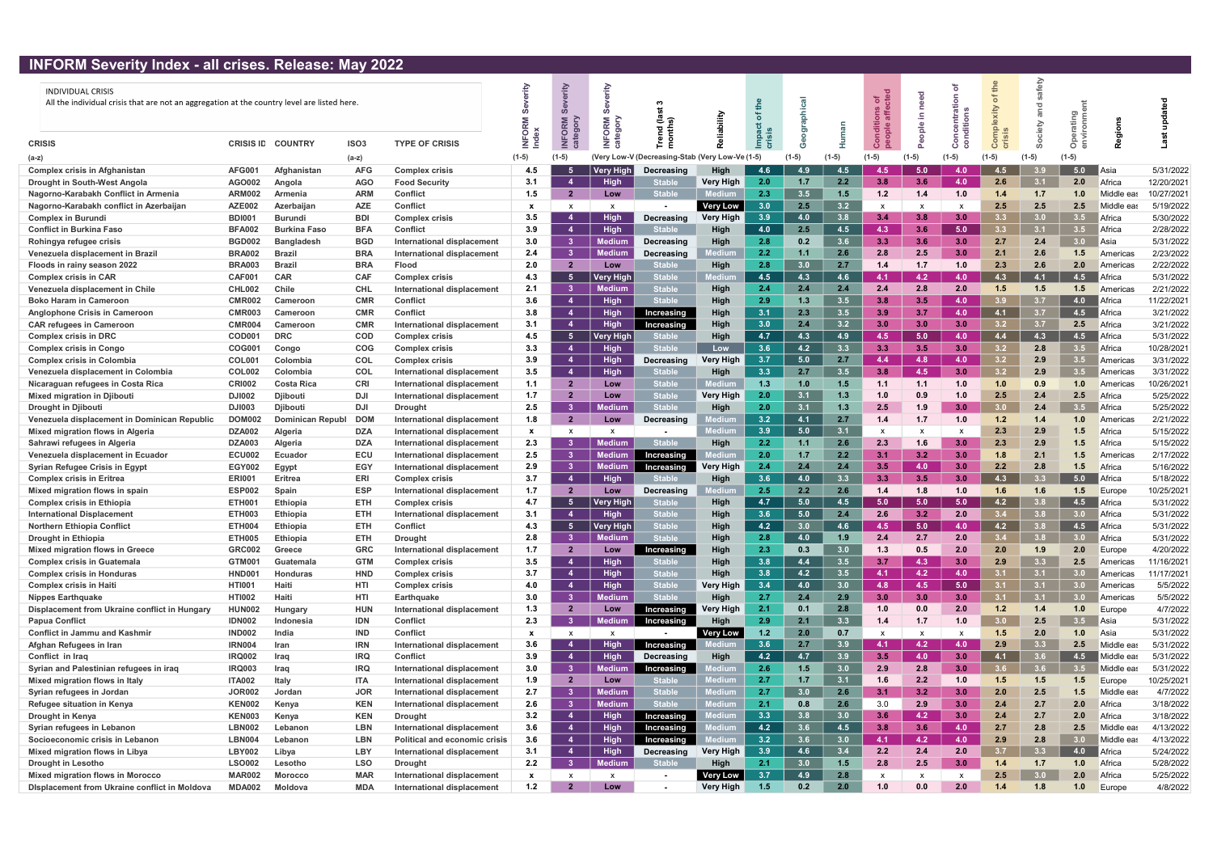# INFORM Severity Index - all crises. Release: May 2022

INDIVIDUAL CRISIS

All the individual crisis that are not an aggregation at the country level are listed here.

| CRISIS | CRISIS ID | COUNTRY | ISO3 | TYPE OF CRISIS | INFORM Severity Index | INFORM Severity category | INFORM Severity category | Trend (last 3 months) | Reliability | Impact of the crisis | Geographical | Human | Conditions of people affected | People in need | Concentration of conditions | Complexity of the crisis | Society and safety | Operating environment | Regions | Last updated |
|---|---|---|---|---|---|---|---|---|---|---|---|---|---|---|---|---|---|---|---|---|
| (a-z) | | | (a-z) | | (1-5) | (1-5) | (Very Low-V | (Decreasing-Stab | (Very Low-Ve | (1-5) | (1-5) | (1-5) | (1-5) | (1-5) | (1-5) | (1-5) | (1-5) | (1-5) | | |
| Complex crisis in Afghanistan | AFG001 | Afghanistan | AFG | Complex crisis | 4.5 | 5 | Very High | Decreasing | High | 4.6 | 4.9 | 4.5 | 4.5 | 5.0 | 4.0 | 4.5 | 3.9 | 5.0 | Asia | 5/31/2022 |
| Drought in South-West Angola | AGO002 | Angola | AGO | Food Security | 3.1 | 4 | High | Stable | Very High | 2.0 | 1.7 | 2.2 | 3.8 | 3.6 | 4.0 | 2.6 | 3.1 | 2.0 | Africa | 12/20/2021 |
| Nagorno-Karabakh Conflict in Armenia | ARM002 | Armenia | ARM | Conflict | 1.5 | 2 | Low | Stable | Medium | 2.3 | 3.5 | 1.5 | 1.2 | 1.4 | 1.0 | 1.4 | 1.7 | 1.0 | Middle eas | 10/27/2021 |
| Nagorno-Karabakh conflict in Azerbaijan | AZE002 | Azerbaijan | AZE | Conflict | x | x | x | - | Very Low | 3.0 | 2.5 | 3.2 | x | x | x | 2.5 | 2.5 | 2.5 | Middle eas | 5/19/2022 |
| Complex in Burundi | BDI001 | Burundi | BDI | Complex crisis | 3.5 | 4 | High | Decreasing | Very High | 3.9 | 4.0 | 3.8 | 3.4 | 3.8 | 3.0 | 3.3 | 3.0 | 3.5 | Africa | 5/30/2022 |
| Conflict in Burkina Faso | BFA002 | Burkina Faso | BFA | Conflict | 3.9 | 4 | High | Stable | High | 4.0 | 2.5 | 4.5 | 4.3 | 3.6 | 5.0 | 3.3 | 3.1 | 3.5 | Africa | 2/28/2022 |
| Rohingya refugee crisis | BGD002 | Bangladesh | BGD | International displacement | 3.0 | 3 | Medium | Decreasing | High | 2.8 | 0.2 | 3.6 | 3.3 | 3.6 | 3.0 | 2.7 | 2.4 | 3.0 | Asia | 5/31/2022 |
| Venezuela displacement in Brazil | BRA002 | Brazil | BRA | International displacement | 2.4 | 3 | Medium | Decreasing | Medium | 2.2 | 1.1 | 2.6 | 2.8 | 2.5 | 3.0 | 2.1 | 2.6 | 1.5 | Americas | 2/23/2022 |
| Floods in rainy season 2022 | BRA003 | Brazil | BRA | Flood | 2.0 | 2 | Low | Stable | High | 2.8 | 3.0 | 2.7 | 1.4 | 1.7 | 1.0 | 2.3 | 2.6 | 2.0 | Americas | 2/22/2022 |
| Complex crisis in CAR | CAF001 | CAR | CAF | Complex crisis | 4.3 | 5 | Very High | Stable | Medium | 4.5 | 4.3 | 4.6 | 4.1 | 4.2 | 4.0 | 4.3 | 4.1 | 4.5 | Africa | 5/31/2022 |
| Venezuela displacement in Chile | CHL002 | Chile | CHL | International displacement | 2.1 | 3 | Medium | Stable | Medium | 2.4 | 2.4 | 2.4 | 2.4 | 2.8 | 2.0 | 1.5 | 1.5 | 1.5 | Americas | 2/21/2022 |
| Boko Haram in Cameroon | CMR002 | Cameroon | CMR | Conflict | 3.6 | 4 | High | Stable | High | 2.9 | 1.3 | 3.5 | 3.8 | 3.5 | 4.0 | 3.9 | 3.7 | 4.0 | Africa | 11/22/2021 |
| Anglophone Crisis in Cameroon | CMR003 | Cameroon | CMR | Conflict | 3.8 | 4 | High | Increasing | High | 3.1 | 2.3 | 3.5 | 3.9 | 3.7 | 4.0 | 4.1 | 3.7 | 4.5 | Africa | 3/21/2022 |
| CAR refugees in Cameroon | CMR004 | Cameroon | CMR | International displacement | 3.1 | 4 | High | Increasing | High | 3.0 | 2.4 | 3.2 | 3.0 | 3.0 | 3.0 | 3.2 | 3.7 | 2.5 | Africa | 3/21/2022 |
| Complex crisis in DRC | COD001 | DRC | COD | Complex crisis | 4.5 | 5 | Very High | Stable | High | 4.7 | 4.3 | 4.9 | 4.5 | 5.0 | 4.0 | 4.4 | 4.3 | 4.5 | Africa | 5/31/2022 |
| Complex crisis in Congo | COG001 | Congo | COG | Complex crisis | 3.3 | 4 | High | Stable | Low | 3.6 | 4.2 | 3.3 | 3.3 | 3.5 | 3.0 | 3.2 | 2.8 | 3.5 | Africa | 10/28/2021 |
| Complex crisis in Colombia | COL001 | Colombia | COL | Complex crisis | 3.9 | 4 | High | Decreasing | Very High | 3.7 | 5.0 | 2.7 | 4.4 | 4.8 | 4.0 | 3.2 | 2.9 | 3.5 | Americas | 3/31/2022 |
| Venezuela displacement in Colombia | COL002 | Colombia | COL | International displacement | 3.5 | 4 | High | Stable | High | 3.3 | 2.7 | 3.5 | 3.8 | 4.5 | 3.0 | 3.2 | 2.9 | 3.5 | Americas | 3/31/2022 |
| Nicaraguan refugees in Costa Rica | CRI002 | Costa Rica | CRI | International displacement | 1.1 | 2 | Low | Stable | Medium | 1.3 | 1.0 | 1.5 | 1.1 | 1.1 | 1.0 | 1.0 | 0.9 | 1.0 | Americas | 10/26/2021 |
| Mixed migration in Djibouti | DJI002 | Djibouti | DJI | International displacement | 1.7 | 2 | Low | Stable | Very High | 2.0 | 3.1 | 1.3 | 1.0 | 0.9 | 1.0 | 2.5 | 2.4 | 2.5 | Africa | 5/25/2022 |
| Drought in Djibouti | DJI003 | Djibouti | DJI | Drought | 2.5 | 3 | Medium | Stable | High | 2.0 | 3.1 | 1.3 | 2.5 | 1.9 | 3.0 | 3.0 | 2.4 | 3.5 | Africa | 5/25/2022 |
| Venezuela displacement in Dominican Republic | DOM002 | Dominican Republ | DOM | International displacement | 1.8 | 2 | Low | Decreasing | Medium | 3.2 | 4.1 | 2.7 | 1.4 | 1.7 | 1.0 | 1.2 | 1.4 | 1.0 | Americas | 2/21/2022 |
| Mixed migration flows in Algeria | DZA002 | Algeria | DZA | International displacement | x | x | x | - | Medium | 3.9 | 5.0 | 3.1 | x | x | x | 2.3 | 2.9 | 1.5 | Africa | 5/15/2022 |
| Sahrawi refugees in Algeria | DZA003 | Algeria | DZA | International displacement | 2.3 | 3 | Medium | Stable | High | 2.2 | 1.1 | 2.6 | 2.3 | 1.6 | 3.0 | 2.3 | 2.9 | 1.5 | Africa | 5/15/2022 |
| Venezuela displacement in Ecuador | ECU002 | Ecuador | ECU | International displacement | 2.5 | 3 | Medium | Increasing | Medium | 2.0 | 1.7 | 2.2 | 3.1 | 3.2 | 3.0 | 1.8 | 2.1 | 1.5 | Americas | 2/17/2022 |
| Syrian Refugee Crisis in Egypt | EGY002 | Egypt | EGY | International displacement | 2.9 | 3 | Medium | Increasing | Very High | 2.4 | 2.4 | 2.4 | 3.5 | 4.0 | 3.0 | 2.2 | 2.8 | 1.5 | Africa | 5/16/2022 |
| Complex crisis in Eritrea | ERI001 | Eritrea | ERI | Complex crisis | 3.7 | 4 | High | Stable | High | 3.6 | 4.0 | 3.3 | 3.3 | 3.5 | 3.0 | 4.3 | 3.3 | 5.0 | Africa | 5/18/2022 |
| Mixed migration flows in spain | ESP002 | Spain | ESP | International displacement | 1.7 | 2 | Low | Decreasing | Medium | 2.5 | 2.2 | 2.6 | 1.4 | 1.8 | 1.0 | 1.6 | 1.6 | 1.5 | Europe | 10/25/2021 |
| Complex crisis in Ethiopia | ETH001 | Ethiopia | ETH | Complex crisis | 4.7 | 5 | Very High | Stable | High | 4.7 | 5.0 | 4.5 | 5.0 | 5.0 | 5.0 | 4.2 | 3.8 | 4.5 | Africa | 5/31/2022 |
| International Displacement | ETH003 | Ethiopia | ETH | International displacement | 3.1 | 4 | High | Stable | High | 3.6 | 5.0 | 2.4 | 2.6 | 3.2 | 2.0 | 3.4 | 3.8 | 3.0 | Africa | 5/31/2022 |
| Northern Ethiopia Conflict | ETH004 | Ethiopia | ETH | Conflict | 4.3 | 5 | Very High | Stable | High | 4.2 | 3.0 | 4.6 | 4.5 | 5.0 | 4.0 | 4.2 | 3.8 | 4.5 | Africa | 5/31/2022 |
| Drought in Ethiopia | ETH005 | Ethiopia | ETH | Drought | 2.8 | 3 | Medium | Stable | High | 2.8 | 4.0 | 1.9 | 2.4 | 2.7 | 2.0 | 3.4 | 3.8 | 3.0 | Africa | 5/31/2022 |
| Mixed migration flows in Greece | GRC002 | Greece | GRC | International displacement | 1.7 | 2 | Low | Increasing | High | 2.3 | 0.3 | 3.0 | 1.3 | 0.5 | 2.0 | 2.0 | 1.9 | 2.0 | Europe | 4/20/2022 |
| Complex crisis in Guatemala | GTM001 | Guatemala | GTM | Complex crisis | 3.5 | 4 | High | Stable | High | 3.8 | 4.4 | 3.5 | 3.7 | 4.3 | 3.0 | 2.9 | 3.3 | 2.5 | Americas | 11/16/2021 |
| Complex crisis in Honduras | HND001 | Honduras | HND | Complex crisis | 3.7 | 4 | High | Stable | High | 3.8 | 4.2 | 3.5 | 4.1 | 4.2 | 4.0 | 3.1 | 3.1 | 3.0 | Americas | 11/17/2021 |
| Complex crisis in Haiti | HTI001 | Haiti | HTI | Complex crisis | 4.0 | 4 | High | Stable | Very High | 3.4 | 4.0 | 3.0 | 4.8 | 4.5 | 5.0 | 3.1 | 3.1 | 3.0 | Americas | 5/5/2022 |
| Nippes Earthquake | HTI002 | Haiti | HTI | Earthquake | 3.0 | 3 | Medium | Stable | High | 2.7 | 2.4 | 2.9 | 3.0 | 3.0 | 3.0 | 3.1 | 3.1 | 3.0 | Americas | 5/5/2022 |
| Displacement from Ukraine conflict in Hungary | HUN002 | Hungary | HUN | International displacement | 1.3 | 2 | Low | Increasing | Very High | 2.1 | 0.1 | 2.8 | 1.0 | 0.0 | 2.0 | 1.2 | 1.4 | 1.0 | Europe | 4/7/2022 |
| Papua Conflict | IDN002 | Indonesia | IDN | Conflict | 2.3 | 3 | Medium | Increasing | High | 2.9 | 2.1 | 3.3 | 1.4 | 1.7 | 1.0 | 3.0 | 2.5 | 3.5 | Asia | 5/31/2022 |
| Conflict in Jammu and Kashmir | IND002 | India | IND | Conflict | x | x | x | - | Very Low | 1.2 | 2.0 | 0.7 | x | x | x | 1.5 | 2.0 | 1.0 | Asia | 5/31/2022 |
| Afghan Refugees in Iran | IRN004 | Iran | IRN | International displacement | 3.6 | 4 | High | Increasing | Medium | 3.6 | 2.7 | 3.9 | 4.1 | 4.2 | 4.0 | 2.9 | 3.3 | 2.5 | Middle eas | 5/31/2022 |
| Conflict in Iraq | IRQ002 | Iraq | IRQ | Conflict | 3.9 | 4 | High | Decreasing | High | 4.2 | 4.7 | 3.9 | 3.5 | 4.0 | 3.0 | 4.1 | 3.6 | 4.5 | Middle eas | 5/31/2022 |
| Syrian and Palestinian refugees in iraq | IRQ003 | Iraq | IRQ | International displacement | 3.0 | 3 | Medium | Increasing | Medium | 2.6 | 1.5 | 3.0 | 2.9 | 2.8 | 3.0 | 3.6 | 3.6 | 3.5 | Middle eas | 5/31/2022 |
| Mixed migration flows in Italy | ITA002 | Italy | ITA | International displacement | 1.9 | 2 | Low | Stable | Medium | 2.7 | 1.7 | 3.1 | 1.6 | 2.2 | 1.0 | 1.5 | 1.5 | 1.5 | Europe | 10/25/2021 |
| Syrian refugees in Jordan | JOR002 | Jordan | JOR | International displacement | 2.7 | 3 | Medium | Stable | Medium | 2.7 | 3.0 | 2.6 | 3.1 | 3.2 | 3.0 | 2.0 | 2.5 | 1.5 | Middle eas | 4/7/2022 |
| Refugee situation in Kenya | KEN002 | Kenya | KEN | International displacement | 2.6 | 3 | Medium | Stable | Medium | 2.1 | 0.8 | 2.6 | 3.0 | 2.9 | 3.0 | 2.4 | 2.7 | 2.0 | Africa | 3/18/2022 |
| Drought in Kenya | KEN003 | Kenya | KEN | Drought | 3.2 | 4 | High | Increasing | Medium | 3.3 | 3.8 | 3.0 | 3.6 | 4.2 | 3.0 | 2.4 | 2.7 | 2.0 | Africa | 3/18/2022 |
| Syrian refugees in Lebanon | LBN002 | Lebanon | LBN | International displacement | 3.6 | 4 | High | Increasing | Medium | 4.2 | 3.6 | 4.5 | 3.8 | 3.6 | 4.0 | 2.7 | 2.8 | 2.5 | Middle eas | 4/13/2022 |
| Socioeconomic crisis in Lebanon | LBN004 | Lebanon | LBN | Political and economic crisis | 3.6 | 4 | High | Increasing | Medium | 3.2 | 3.6 | 3.0 | 4.1 | 4.2 | 4.0 | 2.9 | 2.8 | 3.0 | Middle eas | 4/13/2022 |
| Mixed migration flows in Libya | LBY002 | Libya | LBY | International displacement | 3.1 | 4 | High | Decreasing | Very High | 3.9 | 4.6 | 3.4 | 2.2 | 2.4 | 2.0 | 3.7 | 3.3 | 4.0 | Africa | 5/24/2022 |
| Drought in Lesotho | LSO002 | Lesotho | LSO | Drought | 2.2 | 3 | Medium | Stable | High | 2.1 | 3.0 | 1.5 | 2.8 | 2.5 | 3.0 | 1.4 | 1.7 | 1.0 | Africa | 5/28/2022 |
| Mixed migration flows in Morocco | MAR002 | Morocco | MAR | International displacement | x | x | x | - | Very Low | 3.7 | 4.9 | 2.8 | x | x | x | 2.5 | 3.0 | 2.0 | Africa | 5/25/2022 |
| DIsplacement from Ukraine conflict in Moldova | MDA002 | Moldova | MDA | International displacement | 1.2 | 2 | Low | - | Very High | 1.5 | 0.2 | 2.0 | 1.0 | 0.0 | 2.0 | 1.4 | 1.8 | 1.0 | Europe | 4/8/2022 |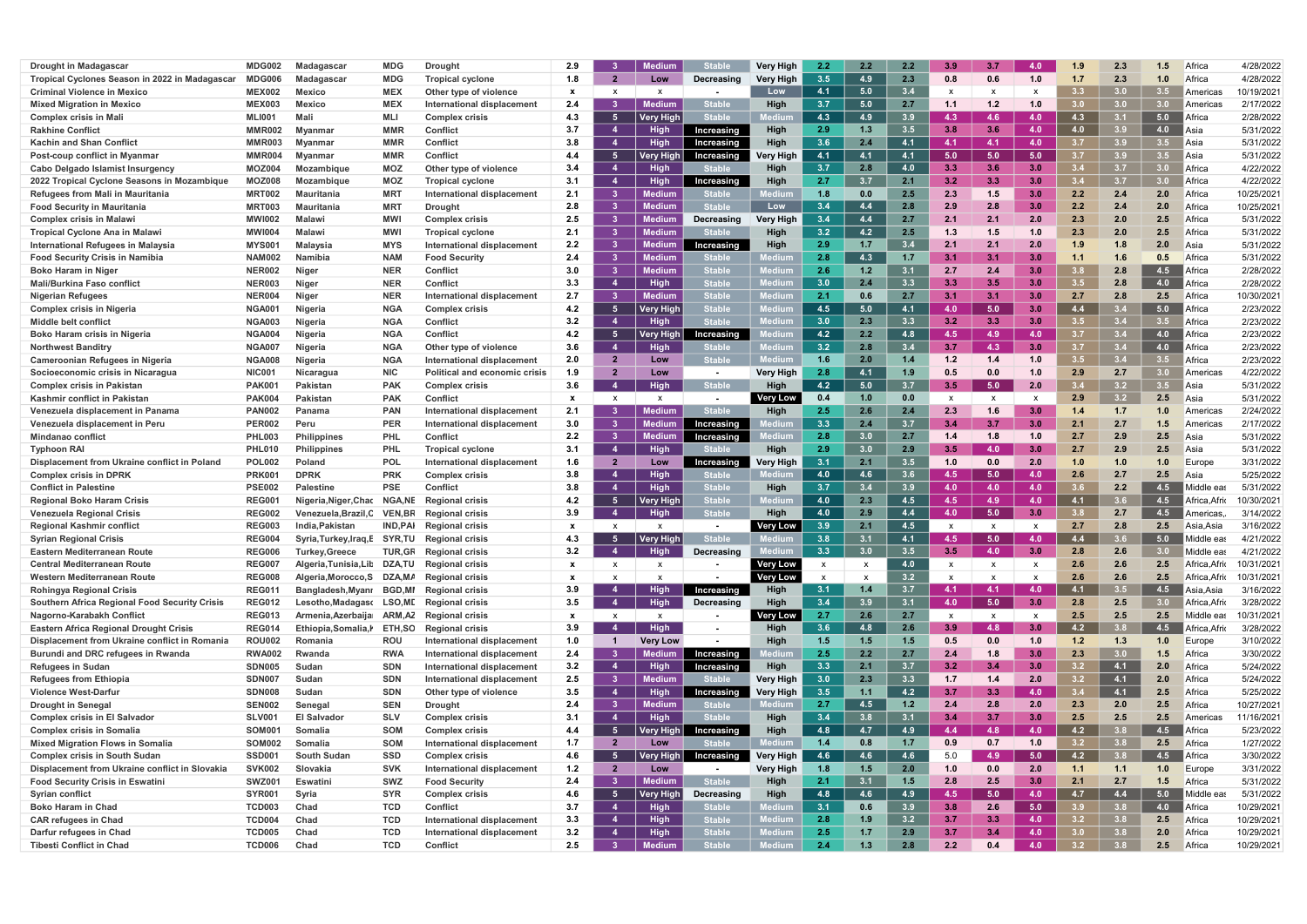| | | | | | | | | | | | | | | | | | | | | | |
|---|---|---|---|---|---|---|---|---|---|---|---|---|---|---|---|---|---|---|---|---|---|
| Drought in Madagascar | MDG002 | Madagascar | MDG | Drought | 2.9 | 3 | Medium | Stable | Very High | 2.2 | 2.2 | 2.2 | 3.9 | 3.7 | 4.0 | 1.9 | 2.3 | 1.5 | Africa | 4/28/2022 |
| Tropical Cyclones Season in 2022 in Madagascar | MDG006 | Madagascar | MDG | Tropical cyclone | 1.8 | 2 | Low | Decreasing | Very High | 3.5 | 4.9 | 2.3 | 0.8 | 0.6 | 1.0 | 1.7 | 2.3 | 1.0 | Africa | 4/28/2022 |
| Criminal Violence in Mexico | MEX002 | Mexico | MEX | Other type of violence | x | x | x | - | Low | 4.1 | 5.0 | 3.4 | x | x | x | 3.3 | 3.0 | 3.5 | Americas | 10/19/2021 |
| Mixed Migration in Mexico | MEX003 | Mexico | MEX | International displacement | 2.4 | 3 | Medium | Stable | High | 3.7 | 5.0 | 2.7 | 1.1 | 1.2 | 1.0 | 3.0 | 3.0 | 3.0 | Americas | 2/17/2022 |
| Complex crisis in Mali | MLI001 | Mali | MLI | Complex crisis | 4.3 | 5 | Very High | Stable | Medium | 4.3 | 4.9 | 3.9 | 4.3 | 4.6 | 4.0 | 4.3 | 3.1 | 5.0 | Africa | 2/28/2022 |
| Rakhine Conflict | MMR002 | Myanmar | MMR | Conflict | 3.7 | 4 | High | Increasing | High | 2.9 | 1.3 | 3.5 | 3.8 | 3.6 | 4.0 | 4.0 | 3.9 | 4.0 | Asia | 5/31/2022 |
| Kachin and Shan Conflict | MMR003 | Myanmar | MMR | Conflict | 3.8 | 4 | High | Increasing | High | 3.6 | 2.4 | 4.1 | 4.1 | 4.1 | 4.0 | 3.7 | 3.9 | 3.5 | Asia | 5/31/2022 |
| Post-coup conflict in Myanmar | MMR004 | Myanmar | MMR | Conflict | 4.4 | 5 | Very High | Increasing | Very High | 4.1 | 4.1 | 4.1 | 5.0 | 5.0 | 5.0 | 3.7 | 3.9 | 3.5 | Asia | 5/31/2022 |
| Cabo Delgado Islamist Insurgency | MOZ004 | Mozambique | MOZ | Other type of violence | 3.4 | 4 | High | Stable | High | 3.7 | 2.8 | 4.0 | 3.3 | 3.6 | 3.0 | 3.4 | 3.7 | 3.0 | Africa | 4/22/2022 |
| 2022 Tropical Cyclone Seasons in Mozambique | MOZ008 | Mozambique | MOZ | Tropical cyclone | 3.1 | 4 | High | Increasing | High | 2.7 | 3.7 | 2.1 | 3.2 | 3.3 | 3.0 | 3.4 | 3.7 | 3.0 | Africa | 4/22/2022 |
| Refugees from Mali in Mauritania | MRT002 | Mauritania | MRT | International displacement | 2.1 | 3 | Medium | Stable | Medium | 1.8 | 0.0 | 2.5 | 2.3 | 1.5 | 3.0 | 2.2 | 2.4 | 2.0 | Africa | 10/25/2021 |
| Food Security in Mauritania | MRT003 | Mauritania | MRT | Drought | 2.8 | 3 | Medium | Stable | Low | 3.4 | 4.4 | 2.8 | 2.9 | 2.8 | 3.0 | 2.2 | 2.4 | 2.0 | Africa | 10/25/2021 |
| Complex crisis in Malawi | MWI002 | Malawi | MWI | Complex crisis | 2.5 | 3 | Medium | Decreasing | Very High | 3.4 | 4.4 | 2.7 | 2.1 | 2.1 | 2.0 | 2.3 | 2.0 | 2.5 | Africa | 5/31/2022 |
| Tropical Cyclone Ana in Malawi | MWI004 | Malawi | MWI | Tropical cyclone | 2.1 | 3 | Medium | Stable | High | 3.2 | 4.2 | 2.5 | 1.3 | 1.5 | 1.0 | 2.3 | 2.0 | 2.5 | Africa | 5/31/2022 |
| International Refugees in Malaysia | MYS001 | Malaysia | MYS | International displacement | 2.2 | 3 | Medium | Increasing | High | 2.9 | 1.7 | 3.4 | 2.1 | 2.1 | 2.0 | 1.9 | 1.8 | 2.0 | Asia | 5/31/2022 |
| Food Security Crisis in Namibia | NAM002 | Namibia | NAM | Food Security | 2.4 | 3 | Medium | Stable | Medium | 2.8 | 4.3 | 1.7 | 3.1 | 3.1 | 3.0 | 1.1 | 1.6 | 0.5 | Africa | 5/31/2022 |
| Boko Haram in Niger | NER002 | Niger | NER | Conflict | 3.0 | 3 | Medium | Stable | Medium | 2.6 | 1.2 | 3.1 | 2.7 | 2.4 | 3.0 | 3.8 | 2.8 | 4.5 | Africa | 2/28/2022 |
| Mali/Burkina Faso conflict | NER003 | Niger | NER | Conflict | 3.3 | 4 | High | Stable | Medium | 3.0 | 2.4 | 3.3 | 3.3 | 3.5 | 3.0 | 3.5 | 2.8 | 4.0 | Africa | 2/28/2022 |
| Nigerian Refugees | NER004 | Niger | NER | International displacement | 2.7 | 3 | Medium | Stable | Medium | 2.1 | 0.6 | 2.7 | 3.1 | 3.1 | 3.0 | 2.7 | 2.8 | 2.5 | Africa | 10/30/2021 |
| Complex crisis in Nigeria | NGA001 | Nigeria | NGA | Complex crisis | 4.2 | 5 | Very High | Stable | Medium | 4.5 | 5.0 | 4.1 | 4.0 | 5.0 | 3.0 | 4.4 | 3.4 | 5.0 | Africa | 2/23/2022 |
| Middle belt conflict | NGA003 | Nigeria | NGA | Conflict | 3.2 | 4 | High | Stable | Medium | 3.0 | 2.3 | 3.3 | 3.2 | 3.3 | 3.0 | 3.5 | 3.4 | 3.5 | Africa | 2/23/2022 |
| Boko Haram crisis in Nigeria | NGA004 | Nigeria | NGA | Conflict | 4.2 | 5 | Very High | Increasing | Medium | 4.2 | 2.2 | 4.8 | 4.5 | 4.9 | 4.0 | 3.7 | 3.4 | 4.0 | Africa | 2/23/2022 |
| Northwest Banditry | NGA007 | Nigeria | NGA | Other type of violence | 3.6 | 4 | High | Stable | Medium | 3.2 | 2.8 | 3.4 | 3.7 | 4.3 | 3.0 | 3.7 | 3.4 | 4.0 | Africa | 2/23/2022 |
| Cameroonian Refugees in Nigeria | NGA008 | Nigeria | NGA | International displacement | 2.0 | 2 | Low | Stable | Medium | 1.6 | 2.0 | 1.4 | 1.2 | 1.4 | 1.0 | 3.5 | 3.4 | 3.5 | Africa | 2/23/2022 |
| Socioeconomic crisis in Nicaragua | NIC001 | Nicaragua | NIC | Political and economic crisis | 1.9 | 2 | Low | - | Very High | 2.8 | 4.1 | 1.9 | 0.5 | 0.0 | 1.0 | 2.9 | 2.7 | 3.0 | Americas | 4/22/2022 |
| Complex crisis in Pakistan | PAK001 | Pakistan | PAK | Complex crisis | 3.6 | 4 | High | Stable | High | 4.2 | 5.0 | 3.7 | 3.5 | 5.0 | 2.0 | 3.4 | 3.2 | 3.5 | Asia | 5/31/2022 |
| Kashmir conflict in Pakistan | PAK004 | Pakistan | PAK | Conflict | x | x | x | - | Very Low | 0.4 | 1.0 | 0.0 | x | x | x | 2.9 | 3.2 | 2.5 | Asia | 5/31/2022 |
| Venezuela displacement in Panama | PAN002 | Panama | PAN | International displacement | 2.1 | 3 | Medium | Stable | High | 2.5 | 2.6 | 2.4 | 2.3 | 1.6 | 3.0 | 1.4 | 1.7 | 1.0 | Americas | 2/24/2022 |
| Venezuela displacement in Peru | PER002 | Peru | PER | International displacement | 3.0 | 3 | Medium | Increasing | Medium | 3.3 | 2.4 | 3.7 | 3.4 | 3.7 | 3.0 | 2.1 | 2.7 | 1.5 | Americas | 2/17/2022 |
| Mindanao conflict | PHL003 | Philippines | PHL | Conflict | 2.2 | 3 | Medium | Increasing | Medium | 2.8 | 3.0 | 2.7 | 1.4 | 1.8 | 1.0 | 2.7 | 2.9 | 2.5 | Asia | 5/31/2022 |
| Typhoon RAI | PHL010 | Philippines | PHL | Tropical cyclone | 3.1 | 4 | High | Stable | High | 2.9 | 3.0 | 2.9 | 3.5 | 4.0 | 3.0 | 2.7 | 2.9 | 2.5 | Asia | 5/31/2022 |
| Displacement from Ukraine conflict in Poland | POL002 | Poland | POL | International displacement | 1.6 | 2 | Low | Increasing | Very High | 3.1 | 2.1 | 3.5 | 1.0 | 0.0 | 2.0 | 1.0 | 1.0 | 1.0 | Europe | 3/31/2022 |
| Complex crisis in DPRK | PRK001 | DPRK | PRK | Complex crisis | 3.8 | 4 | High | Stable | Medium | 4.0 | 4.6 | 3.6 | 4.5 | 5.0 | 4.0 | 2.6 | 2.7 | 2.5 | Asia | 5/25/2022 |
| Conflict in Palestine | PSE002 | Palestine | PSE | Conflict | 3.8 | 4 | High | Stable | High | 3.7 | 3.4 | 3.9 | 4.0 | 4.0 | 4.0 | 3.6 | 2.2 | 4.5 | Middle eas | 5/31/2022 |
| Regional Boko Haram Crisis | REG001 | Nigeria,Niger,Chac | NGA,NE | Regional crisis | 4.2 | 5 | Very High | Stable | Medium | 4.0 | 2.3 | 4.5 | 4.5 | 4.9 | 4.0 | 4.1 | 3.6 | 4.5 | Africa,Afric | 10/30/2021 |
| Venezuela Regional Crisis | REG002 | Venezuela,Brazil,C | VEN,BR | Regional crisis | 3.9 | 4 | High | Stable | High | 4.0 | 2.9 | 4.4 | 4.0 | 5.0 | 3.0 | 3.8 | 2.7 | 4.5 | Americas,. | 3/14/2022 |
| Regional Kashmir conflict | REG003 | India,Pakistan | IND,PAI | Regional crisis | x | x | x | - | Very Low | 3.9 | 2.1 | 4.5 | x | x | x | 2.7 | 2.8 | 2.5 | Asia,Asia | 3/16/2022 |
| Syrian Regional Crisis | REG004 | Syria,Turkey,Iraq,E | SYR,TU | Regional crisis | 4.3 | 5 | Very High | Stable | Medium | 3.8 | 3.1 | 4.1 | 4.5 | 5.0 | 4.0 | 4.4 | 3.6 | 5.0 | Middle eas | 4/21/2022 |
| Eastern Mediterranean Route | REG006 | Turkey,Greece | TUR,GR | Regional crisis | 3.2 | 4 | High | Decreasing | Medium | 3.3 | 3.0 | 3.5 | 3.5 | 4.0 | 3.0 | 2.8 | 2.6 | 3.0 | Middle eas | 4/21/2022 |
| Central Mediterranean Route | REG007 | Algeria,Tunisia,Lib | DZA,TU | Regional crisis | x | x | x | - | Very Low | x | x | 4.0 | x | x | x | 2.6 | 2.6 | 2.5 | Africa,Afric | 10/31/2021 |
| Western Mediterranean Route | REG008 | Algeria,Morocco,S | DZA,MA | Regional crisis | x | x | x | - | Very Low | x | x | 3.2 | x | x | x | 2.6 | 2.6 | 2.5 | Africa,Afric | 10/31/2021 |
| Rohingya Regional Crisis | REG011 | Bangladesh,Myanr | BGD,MI | Regional crisis | 3.9 | 4 | High | Increasing | High | 3.1 | 1.4 | 3.7 | 4.1 | 4.1 | 4.0 | 4.1 | 3.5 | 4.5 | Asia,Asia | 3/16/2022 |
| Southern Africa Regional Food Security Crisis | REG012 | Lesotho,Madagasc | LSO,MI | Regional crisis | 3.5 | 4 | High | Decreasing | High | 3.4 | 3.9 | 3.1 | 4.0 | 5.0 | 3.0 | 2.8 | 2.5 | 3.0 | Africa,Afric | 3/28/2022 |
| Nagorno-Karabakh Conflict | REG013 | Armenia,Azerbaija | ARM,AZ | Regional crisis | x | x | x | - | Very Low | 2.7 | 2.6 | 2.7 | x | x | x | 2.5 | 2.5 | 2.5 | Middle eas | 10/31/2021 |
| Eastern Africa Regional Drought Crisis | REG014 | Ethiopia,Somalia,K | ETH,SO | Regional crisis | 3.9 | 4 | High | - | High | 3.6 | 4.8 | 2.6 | 3.9 | 4.8 | 3.0 | 4.2 | 3.8 | 4.5 | Africa,Afric | 3/28/2022 |
| Displacement from Ukraine conflict in Romania | ROU002 | Romania | ROU | International displacement | 1.0 | 1 | Very Low | - | High | 1.5 | 1.5 | 1.5 | 0.5 | 0.0 | 1.0 | 1.2 | 1.3 | 1.0 | Europe | 3/10/2022 |
| Burundi and DRC refugees in Rwanda | RWA002 | Rwanda | RWA | International displacement | 2.4 | 3 | Medium | Increasing | Medium | 2.5 | 2.2 | 2.7 | 2.4 | 1.8 | 3.0 | 2.3 | 3.0 | 1.5 | Africa | 3/30/2022 |
| Refugees in Sudan | SDN005 | Sudan | SDN | International displacement | 3.2 | 4 | High | Increasing | High | 3.3 | 2.1 | 3.7 | 3.2 | 3.4 | 3.0 | 3.2 | 4.1 | 2.0 | Africa | 5/24/2022 |
| Refugees from Ethiopia | SDN007 | Sudan | SDN | International displacement | 2.5 | 3 | Medium | Stable | Very High | 3.0 | 2.3 | 3.3 | 1.7 | 1.4 | 2.0 | 3.2 | 4.1 | 2.0 | Africa | 5/24/2022 |
| Violence West-Darfur | SDN008 | Sudan | SDN | Other type of violence | 3.5 | 4 | High | Increasing | Very High | 3.5 | 1.1 | 4.2 | 3.7 | 3.3 | 4.0 | 3.4 | 4.1 | 2.5 | Africa | 5/25/2022 |
| Drought in Senegal | SEN002 | Senegal | SEN | Drought | 2.4 | 3 | Medium | Stable | Medium | 2.7 | 4.5 | 1.2 | 2.4 | 2.8 | 2.0 | 2.3 | 2.0 | 2.5 | Africa | 10/27/2021 |
| Complex crisis in El Salvador | SLV001 | El Salvador | SLV | Complex crisis | 3.1 | 4 | High | Stable | High | 3.4 | 3.8 | 3.1 | 3.4 | 3.7 | 3.0 | 2.5 | 2.5 | 2.5 | Americas | 11/16/2021 |
| Complex crisis in Somalia | SOM001 | Somalia | SOM | Complex crisis | 4.4 | 5 | Very High | Increasing | High | 4.8 | 4.7 | 4.9 | 4.4 | 4.8 | 4.0 | 4.2 | 3.8 | 4.5 | Africa | 5/23/2022 |
| Mixed Migration Flows in Somalia | SOM002 | Somalia | SOM | International displacement | 1.7 | 2 | Low | Stable | Medium | 1.4 | 0.8 | 1.7 | 0.9 | 0.7 | 1.0 | 3.2 | 3.8 | 2.5 | Africa | 1/27/2022 |
| Complex crisis in South Sudan | SSD001 | South Sudan | SSD | Complex crisis | 4.6 | 5 | Very High | Increasing | Very High | 4.6 | 4.6 | 4.6 | 5.0 | 4.9 | 5.0 | 4.2 | 3.8 | 4.5 | Africa | 3/30/2022 |
| Displacement from Ukraine conflict in Slovakia | SVK002 | Slovakia | SVK | International displacement | 1.2 | 2 | Low | - | Very High | 1.8 | 1.5 | 2.0 | 1.0 | 0.0 | 2.0 | 1.1 | 1.1 | 1.0 | Europe | 3/31/2022 |
| Food Security Crisis in Eswatini | SWZ001 | Eswatini | SWZ | Food Security | 2.4 | 3 | Medium | Stable | High | 2.1 | 3.1 | 1.5 | 2.8 | 2.5 | 3.0 | 2.1 | 2.7 | 1.5 | Africa | 5/31/2022 |
| Syrian conflict | SYR001 | Syria | SYR | Complex crisis | 4.6 | 5 | Very High | Decreasing | High | 4.8 | 4.6 | 4.9 | 4.5 | 5.0 | 4.0 | 4.7 | 4.4 | 5.0 | Middle eas | 5/31/2022 |
| Boko Haram in Chad | TCD003 | Chad | TCD | Conflict | 3.7 | 4 | High | Stable | Medium | 3.1 | 0.6 | 3.9 | 3.8 | 2.6 | 5.0 | 3.9 | 3.8 | 4.0 | Africa | 10/29/2021 |
| CAR refugees in Chad | TCD004 | Chad | TCD | International displacement | 3.3 | 4 | High | Stable | Medium | 2.8 | 1.9 | 3.2 | 3.7 | 3.3 | 4.0 | 3.2 | 3.8 | 2.5 | Africa | 10/29/2021 |
| Darfur refugees in Chad | TCD005 | Chad | TCD | International displacement | 3.2 | 4 | High | Stable | Medium | 2.5 | 1.7 | 2.9 | 3.7 | 3.4 | 4.0 | 3.0 | 3.8 | 2.0 | Africa | 10/29/2021 |
| Tibesti Conflict in Chad | TCD006 | Chad | TCD | Conflict | 2.5 | 3 | Medium | Stable | Medium | 2.4 | 1.3 | 2.8 | 2.2 | 0.4 | 4.0 | 3.2 | 3.8 | 2.5 | Africa | 10/29/2021 |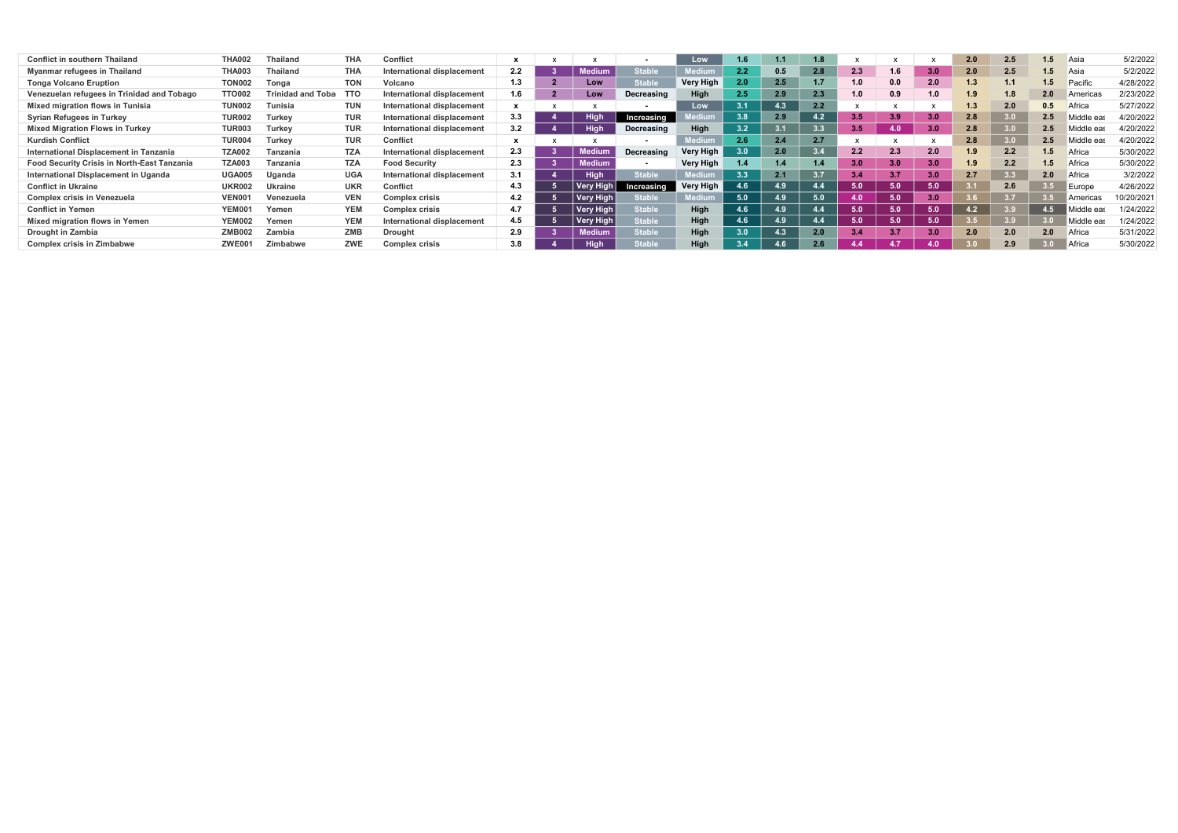| | | | | | | | | | | | | | | | | | | | | | |
|---|---|---|---|---|---|---|---|---|---|---|---|---|---|---|---|---|---|---|---|---|---|
| Conflict in southern Thailand | THA002 | Thailand | THA | Conflict | x | x | x | - | Low | 1.6 | 1.1 | 1.8 | x | x | x | 2.0 | 2.5 | 1.5 | Asia | 5/2/2022 |
| Myanmar refugees in Thailand | THA003 | Thailand | THA | International displacement | 2.2 | 3 | Medium | Stable | Medium | 2.2 | 0.5 | 2.8 | 2.3 | 1.6 | 3.0 | 2.0 | 2.5 | 1.5 | Asia | 5/2/2022 |
| Tonga Volcano Eruption | TON002 | Tonga | TON | Volcano | 1.3 | 2 | Low | Stable | Very High | 2.0 | 2.5 | 1.7 | 1.0 | 0.0 | 2.0 | 1.3 | 1.1 | 1.5 | Pacific | 4/28/2022 |
| Venezuelan refugees in Trinidad and Tobago | TTO002 | Trinidad and Toba | TTO | International displacement | 1.6 | 2 | Low | Decreasing | High | 2.5 | 2.9 | 2.3 | 1.0 | 0.9 | 1.0 | 1.9 | 1.8 | 2.0 | Americas | 2/23/2022 |
| Mixed migration flows in Tunisia | TUN002 | Tunisia | TUN | International displacement | x | x | x | - | Low | 3.1 | 4.3 | 2.2 | x | x | x | 1.3 | 2.0 | 0.5 | Africa | 5/27/2022 |
| Syrian Refugees in Turkey | TUR002 | Turkey | TUR | International displacement | 3.3 | 4 | High | Increasing | Medium | 3.8 | 2.9 | 4.2 | 3.5 | 3.9 | 3.0 | 2.8 | 3.0 | 2.5 | Middle eas | 4/20/2022 |
| Mixed Migration Flows in Turkey | TUR003 | Turkey | TUR | International displacement | 3.2 | 4 | High | Decreasing | High | 3.2 | 3.1 | 3.3 | 3.5 | 4.0 | 3.0 | 2.8 | 3.0 | 2.5 | Middle eas | 4/20/2022 |
| Kurdish Conflict | TUR004 | Turkey | TUR | Conflict | x | x | x | - | Medium | 2.6 | 2.4 | 2.7 | x | x | x | 2.8 | 3.0 | 2.5 | Middle eas | 4/20/2022 |
| International Displacement in Tanzania | TZA002 | Tanzania | TZA | International displacement | 2.3 | 3 | Medium | Decreasing | Very High | 3.0 | 2.0 | 3.4 | 2.2 | 2.3 | 2.0 | 1.9 | 2.2 | 1.5 | Africa | 5/30/2022 |
| Food Security Crisis in North-East Tanzania | TZA003 | Tanzania | TZA | Food Security | 2.3 | 3 | Medium | - | Very High | 1.4 | 1.4 | 1.4 | 3.0 | 3.0 | 3.0 | 1.9 | 2.2 | 1.5 | Africa | 5/30/2022 |
| International Displacement in Uganda | UGA005 | Uganda | UGA | International displacement | 3.1 | 4 | High | Stable | Medium | 3.3 | 2.1 | 3.7 | 3.4 | 3.7 | 3.0 | 2.7 | 3.3 | 2.0 | Africa | 3/2/2022 |
| Conflict in Ukraine | UKR002 | Ukraine | UKR | Conflict | 4.3 | 5 | Very High | Increasing | Very High | 4.6 | 4.9 | 4.4 | 5.0 | 5.0 | 5.0 | 3.1 | 2.6 | 3.5 | Europe | 4/26/2022 |
| Complex crisis in Venezuela | VEN001 | Venezuela | VEN | Complex crisis | 4.2 | 5 | Very High | Stable | Medium | 5.0 | 4.9 | 5.0 | 4.0 | 5.0 | 3.0 | 3.6 | 3.7 | 3.5 | Americas | 10/20/2021 |
| Conflict in Yemen | YEM001 | Yemen | YEM | Complex crisis | 4.7 | 5 | Very High | Stable | High | 4.6 | 4.9 | 4.4 | 5.0 | 5.0 | 5.0 | 4.2 | 3.9 | 4.5 | Middle eas | 1/24/2022 |
| Mixed migration flows in Yemen | YEM002 | Yemen | YEM | International displacement | 4.5 | 5 | Very High | Stable | High | 4.6 | 4.9 | 4.4 | 5.0 | 5.0 | 5.0 | 3.5 | 3.9 | 3.0 | Middle eas | 1/24/2022 |
| Drought in Zambia | ZMB002 | Zambia | ZMB | Drought | 2.9 | 3 | Medium | Stable | High | 3.0 | 4.3 | 2.0 | 3.4 | 3.7 | 3.0 | 2.0 | 2.0 | 2.0 | Africa | 5/31/2022 |
| Complex crisis in Zimbabwe | ZWE001 | Zimbabwe | ZWE | Complex crisis | 3.8 | 4 | High | Stable | High | 3.4 | 4.6 | 2.6 | 4.4 | 4.7 | 4.0 | 3.0 | 2.9 | 3.0 | Africa | 5/30/2022 |